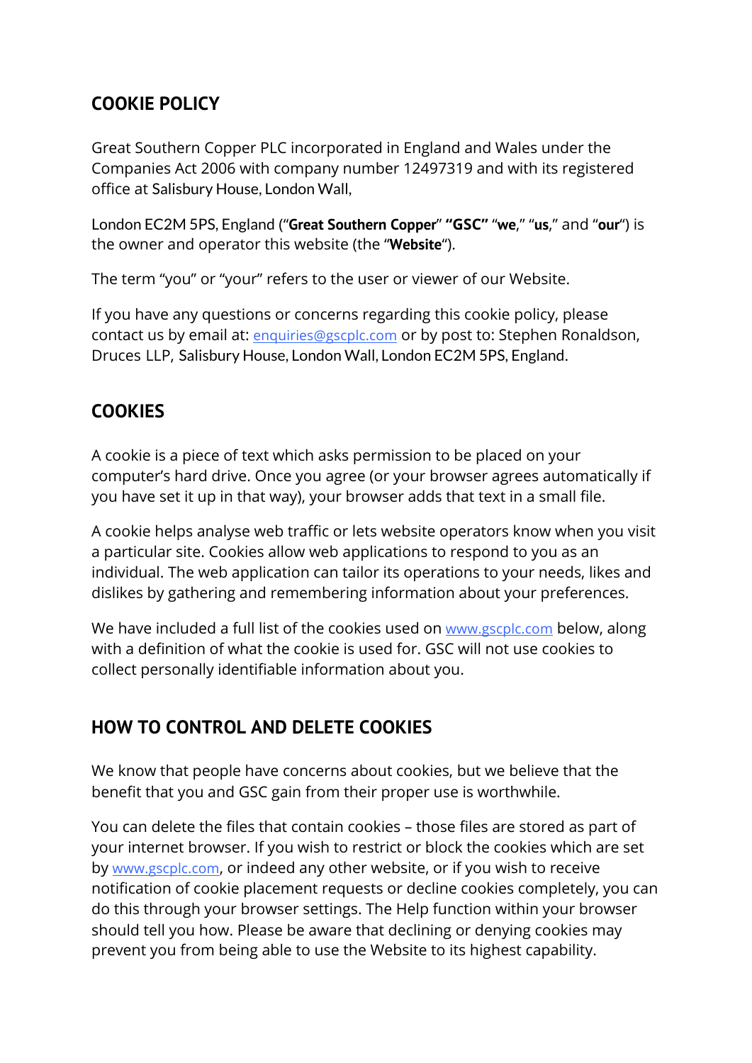## COOKIE POLICY

Great Southern Copper PLC incorporated in England and Wales under the Companies Act 2006 with company number 12497319 and with its registered office at Salisbury House, London Wall,

London EC2M 5PS, England ("**Great Southern Copper**" **"GSC"** "**we**," "**us**," and "**our**") is the owner and operator this website (the "**Website**").

The term "you" or "your" refers to the user or viewer of our Website.

If you have any questions or concerns regarding this cookie policy, please contact us by email at: enquiries@gscplc.com or by post to: Stephen Ronaldson, Druces LLP, Salisbury House, London Wall, London EC2M 5PS, England.

## COOKIES

A cookie is a piece of text which asks permission to be placed on your computer's hard drive. Once you agree (or your browser agrees automatically if you have set it up in that way), your browser adds that text in a small file.

A cookie helps analyse web traffic or lets website operators know when you visit a particular site. Cookies allow web applications to respond to you as an individual. The web application can tailor its operations to your needs, likes and dislikes by gathering and remembering information about your preferences.

We have included a full list of the cookies used on www.gscplc.com below, along with a definition of what the cookie is used for. GSC will not use cookies to collect personally identifiable information about you.

## HOW TO CONTROL AND DELETE COOKIES

We know that people have concerns about cookies, but we believe that the benefit that you and GSC gain from their proper use is worthwhile.

You can delete the files that contain cookies – those files are stored as part of your internet browser. If you wish to restrict or block the cookies which are set by www.gscplc.com, or indeed any other website, or if you wish to receive notification of cookie placement requests or decline cookies completely, you can do this through your browser settings. The Help function within your browser should tell you how. Please be aware that declining or denying cookies may prevent you from being able to use the Website to its highest capability.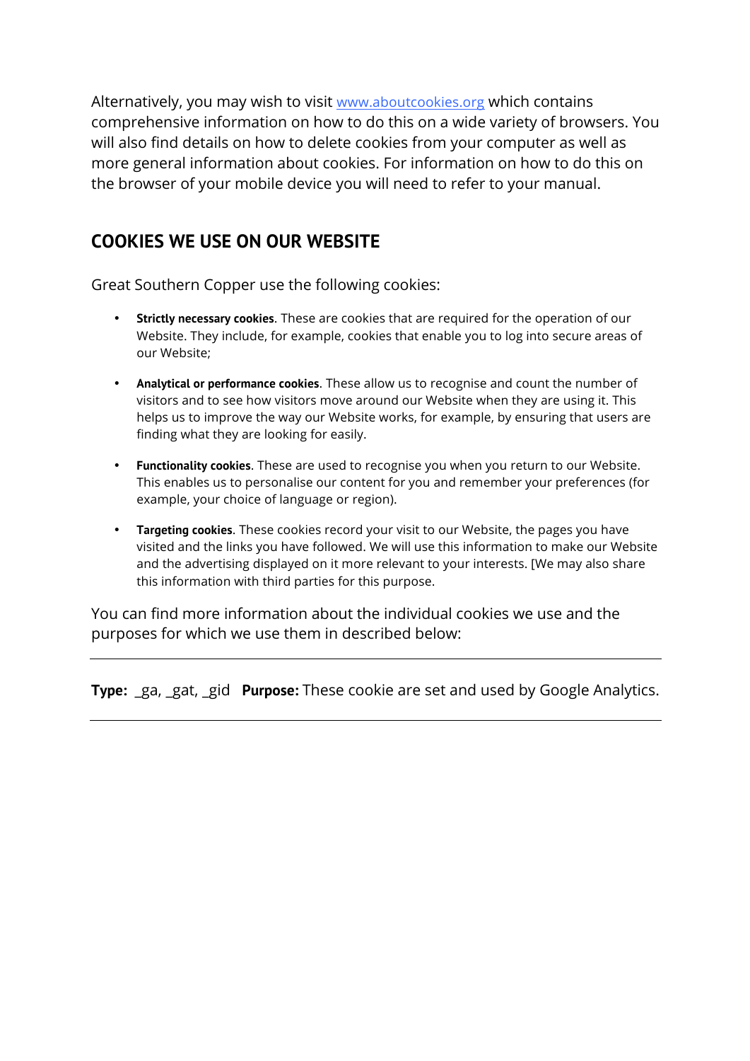Alternatively, you may wish to visit [www.aboutcookies.org](http://www.aboutcookies.org) which contains comprehensive information on how to do this on a wide variety of browsers. You will also find details on how to delete cookies from your computer as well as more general information about cookies. For information on how to do this on the browser of your mobile device you will need to refer to your manual.

## COOKIES WE USE ON OUR WEBSITE

Great Southern Copper use the following cookies:

- **Strictly necessary cookies**. These are cookies that are required for the operation of our Website. They include, for example, cookies that enable you to log into secure areas of our Website;
- **Analytical or performance cookies**. These allow us to recognise and count the number of visitors and to see how visitors move around our Website when they are using it. This helps us to improve the way our Website works, for example, by ensuring that users are finding what they are looking for easily.
- **Functionality cookies**. These are used to recognise you when you return to our Website. This enables us to personalise our content for you and remember your preferences (for example, your choice of language or region).
- **Targeting cookies**. These cookies record your visit to our Website, the pages you have visited and the links you have followed. We will use this information to make our Website and the advertising displayed on it more relevant to your interests. [We may also share this information with third parties for this purpose.

You can find more information about the individual cookies we use and the purposes for which we use them in described below:

---

**Type:** _ga, _gat, _gid **Purpose:** These cookie are set and used by Google Analytics.

---